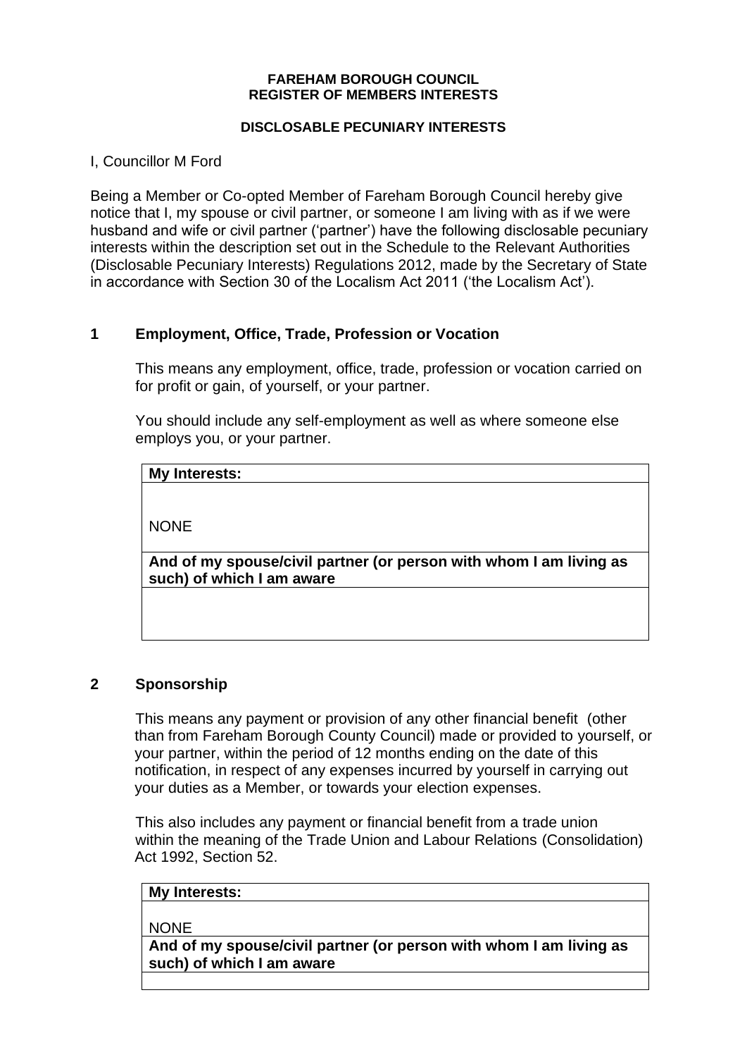**FAREHAM BOROUGH COUNCIL**
**REGISTER OF MEMBERS INTERESTS**

**DISCLOSABLE PECUNIARY INTERESTS**

I, Councillor M Ford

Being a Member or Co-opted Member of Fareham Borough Council hereby give notice that I, my spouse or civil partner, or someone I am living with as if we were husband and wife or civil partner ('partner') have the following disclosable pecuniary interests within the description set out in the Schedule to the Relevant Authorities (Disclosable Pecuniary Interests) Regulations 2012, made by the Secretary of State in accordance with Section 30 of the Localism Act 2011 ('the Localism Act').

## 1 Employment, Office, Trade, Profession or Vocation

This means any employment, office, trade, profession or vocation carried on for profit or gain, of yourself, or your partner.

You should include any self-employment as well as where someone else employs you, or your partner.

| **My Interests:** |
|---|
| NONE |
| **And of my spouse/civil partner (or person with whom I am living as such) of which I am aware** |
| |

## 2 Sponsorship

This means any payment or provision of any other financial benefit (other than from Fareham Borough County Council) made or provided to yourself, or your partner, within the period of 12 months ending on the date of this notification, in respect of any expenses incurred by yourself in carrying out your duties as a Member, or towards your election expenses.

This also includes any payment or financial benefit from a trade union within the meaning of the Trade Union and Labour Relations (Consolidation) Act 1992, Section 52.

| **My Interests:** |
|---|
| NONE |
| **And of my spouse/civil partner (or person with whom I am living as such) of which I am aware** |
| |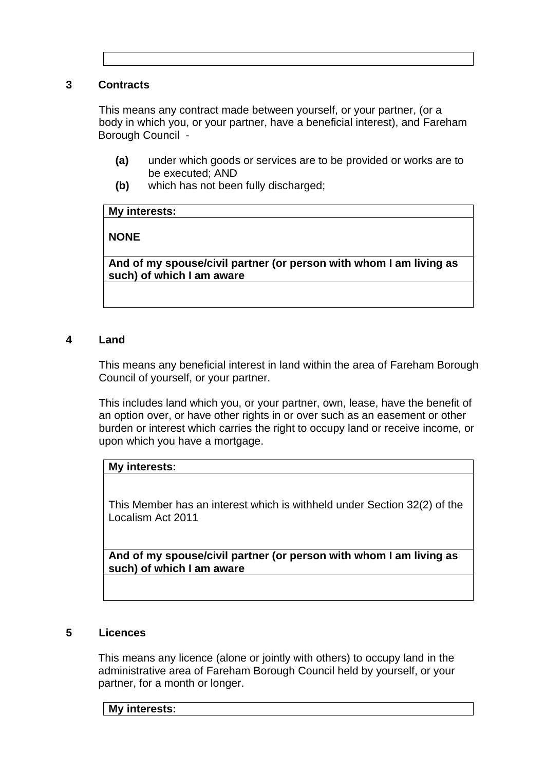## 3 Contracts

This means any contract made between yourself, or your partner, (or a body in which you, or your partner, have a beneficial interest), and Fareham Borough Council -

- **(a)** under which goods or services are to be provided or works are to be executed; AND
- **(b)** which has not been fully discharged;

| **My interests:** |
|---|
| **NONE** |
| **And of my spouse/civil partner (or person with whom I am living as such) of which I am aware** |
| |

## 4 Land

This means any beneficial interest in land within the area of Fareham Borough Council of yourself, or your partner.

This includes land which you, or your partner, own, lease, have the benefit of an option over, or have other rights in or over such as an easement or other burden or interest which carries the right to occupy land or receive income, or upon which you have a mortgage.

| **My interests:** |
|---|
| This Member has an interest which is withheld under Section 32(2) of the Localism Act 2011 |
| **And of my spouse/civil partner (or person with whom I am living as such) of which I am aware** |
| |

## 5 Licences

This means any licence (alone or jointly with others) to occupy land in the administrative area of Fareham Borough Council held by yourself, or your partner, for a month or longer.

| **My interests:** |
|---|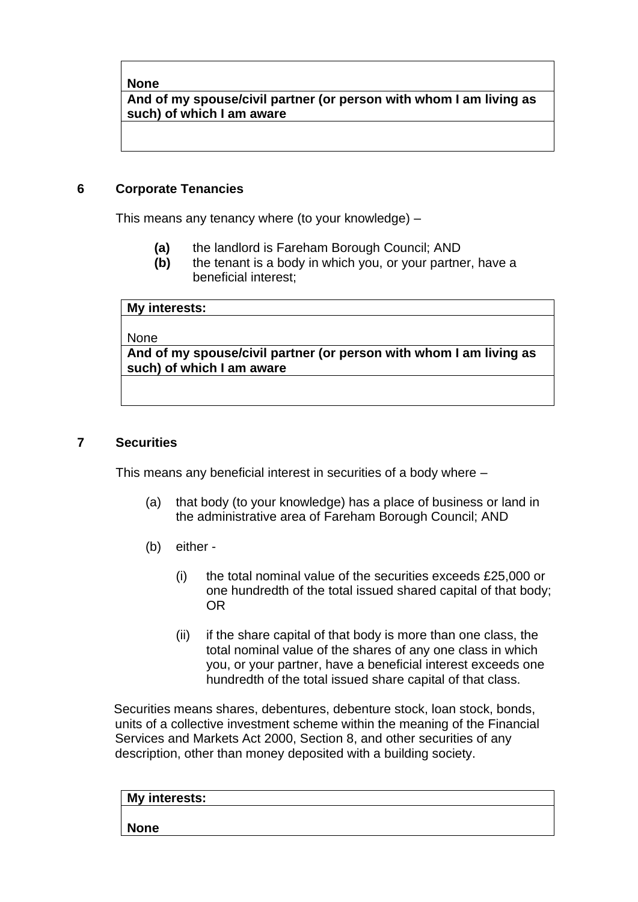| |
|---|
| **None** |
| **And of my spouse/civil partner (or person with whom I am living as such) of which I am aware** |
| |

## 6 Corporate Tenancies

This means any tenancy where (to your knowledge) –

- **(a)** the landlord is Fareham Borough Council; AND
- **(b)** the tenant is a body in which you, or your partner, have a beneficial interest;

| **My interests:** |
|---|
| None |
| **And of my spouse/civil partner (or person with whom I am living as such) of which I am aware** |
| |

## 7 Securities

This means any beneficial interest in securities of a body where –

(a) that body (to your knowledge) has a place of business or land in the administrative area of Fareham Borough Council; AND

(b) either -

(i) the total nominal value of the securities exceeds £25,000 or one hundredth of the total issued shared capital of that body; OR

(ii) if the share capital of that body is more than one class, the total nominal value of the shares of any one class in which you, or your partner, have a beneficial interest exceeds one hundredth of the total issued share capital of that class.

Securities means shares, debentures, debenture stock, loan stock, bonds, units of a collective investment scheme within the meaning of the Financial Services and Markets Act 2000, Section 8, and other securities of any description, other than money deposited with a building society.

| **My interests:** |
|---|
| **None** |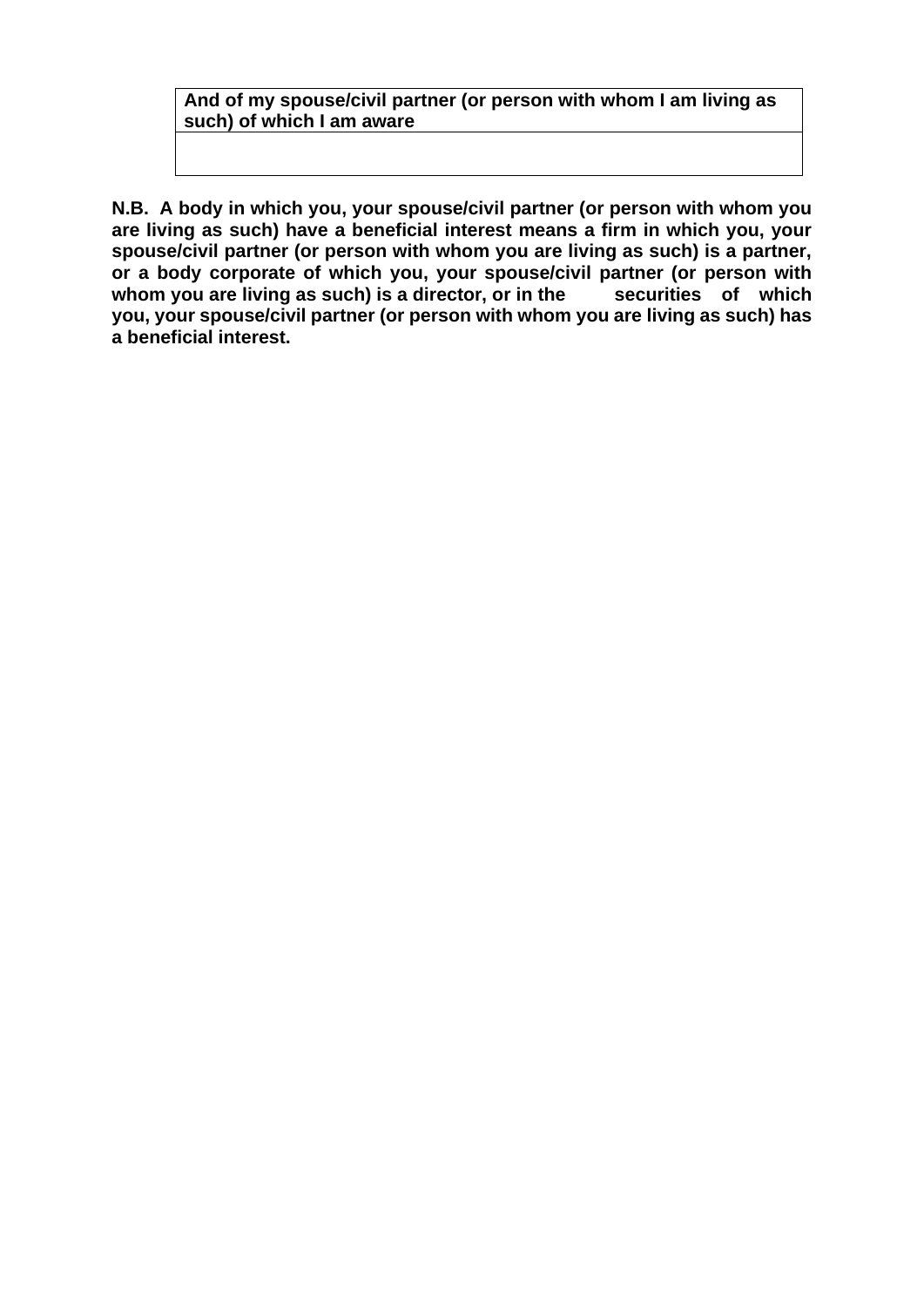| **And of my spouse/civil partner (or person with whom I am living as such) of which I am aware** |
| --- |
| |

**N.B. A body in which you, your spouse/civil partner (or person with whom you are living as such) have a beneficial interest means a firm in which you, your spouse/civil partner (or person with whom you are living as such) is a partner, or a body corporate of which you, your spouse/civil partner (or person with whom you are living as such) is a director, or in the securities of which you, your spouse/civil partner (or person with whom you are living as such) has a beneficial interest.**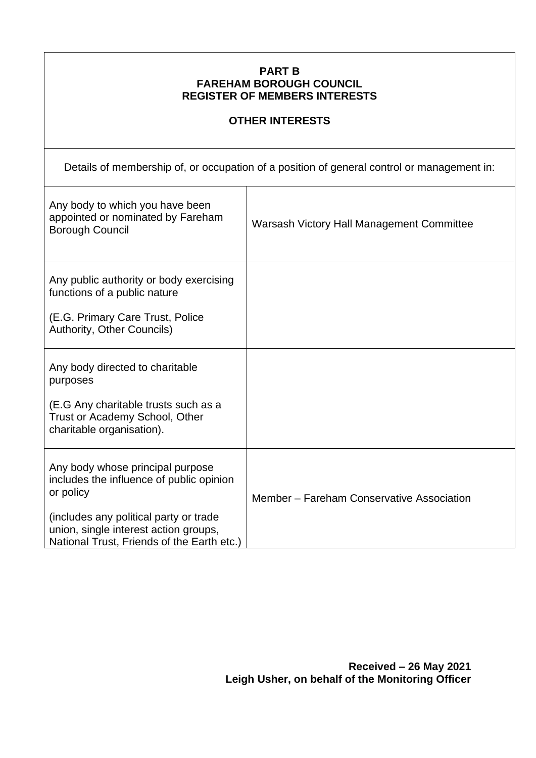**PART B**
**FAREHAM BOROUGH COUNCIL**
**REGISTER OF MEMBERS INTERESTS**

**OTHER INTERESTS**

Details of membership of, or occupation of a position of general control or management in:

| | |
|---|---|
| Any body to which you have been appointed or nominated by Fareham Borough Council | Warsash Victory Hall Management Committee |
| Any public authority or body exercising functions of a public nature<br><br>(E.G. Primary Care Trust, Police Authority, Other Councils) | |
| Any body directed to charitable purposes<br><br>(E.G Any charitable trusts such as a Trust or Academy School, Other charitable organisation). | |
| Any body whose principal purpose includes the influence of public opinion or policy<br><br>(includes any political party or trade union, single interest action groups, National Trust, Friends of the Earth etc.) | Member – Fareham Conservative Association |

**Received – 26 May 2021**
**Leigh Usher, on behalf of the Monitoring Officer**